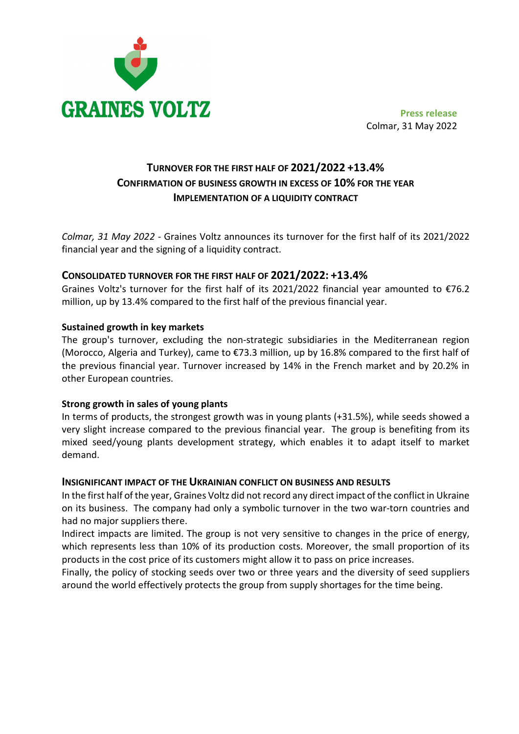**GRAINES VOLTZ**

**Press release**
Colmar, 31 May 2022

# TURNOVER FOR THE FIRST HALF OF 2021/2022 +13.4%
# CONFIRMATION OF BUSINESS GROWTH IN EXCESS OF 10% FOR THE YEAR
# IMPLEMENTATION OF A LIQUIDITY CONTRACT

*Colmar, 31 May 2022* - Graines Voltz announces its turnover for the first half of its 2021/2022 financial year and the signing of a liquidity contract.

## CONSOLIDATED TURNOVER FOR THE FIRST HALF OF 2021/2022: +13.4%

Graines Voltz's turnover for the first half of its 2021/2022 financial year amounted to €76.2 million, up by 13.4% compared to the first half of the previous financial year.

**Sustained growth in key markets**

The group's turnover, excluding the non-strategic subsidiaries in the Mediterranean region (Morocco, Algeria and Turkey), came to €73.3 million, up by 16.8% compared to the first half of the previous financial year. Turnover increased by 14% in the French market and by 20.2% in other European countries.

**Strong growth in sales of young plants**

In terms of products, the strongest growth was in young plants (+31.5%), while seeds showed a very slight increase compared to the previous financial year. The group is benefiting from its mixed seed/young plants development strategy, which enables it to adapt itself to market demand.

## INSIGNIFICANT IMPACT OF THE UKRAINIAN CONFLICT ON BUSINESS AND RESULTS

In the first half of the year, Graines Voltz did not record any direct impact of the conflict in Ukraine on its business. The company had only a symbolic turnover in the two war-torn countries and had no major suppliers there.

Indirect impacts are limited. The group is not very sensitive to changes in the price of energy, which represents less than 10% of its production costs. Moreover, the small proportion of its products in the cost price of its customers might allow it to pass on price increases.

Finally, the policy of stocking seeds over two or three years and the diversity of seed suppliers around the world effectively protects the group from supply shortages for the time being.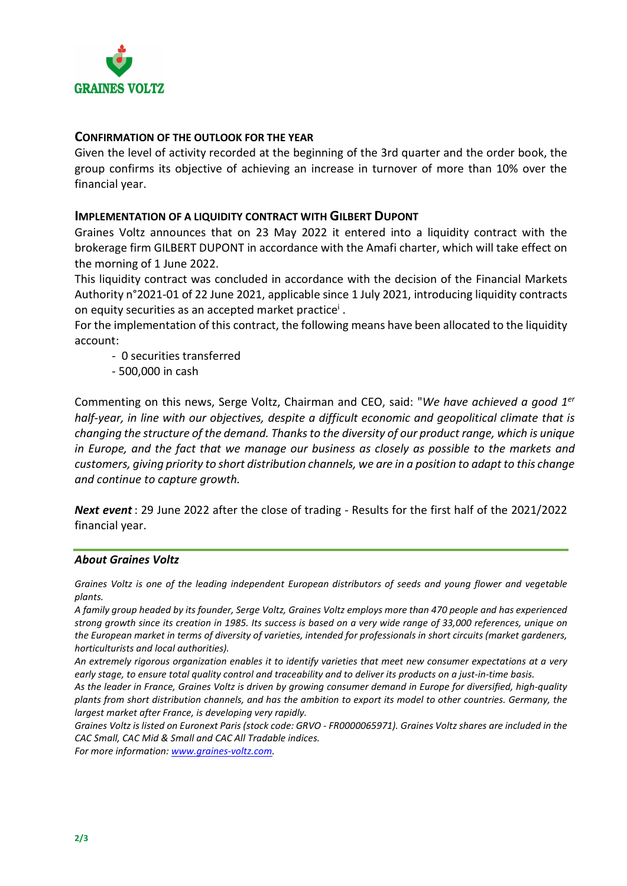## CONFIRMATION OF THE OUTLOOK FOR THE YEAR

Given the level of activity recorded at the beginning of the 3rd quarter and the order book, the group confirms its objective of achieving an increase in turnover of more than 10% over the financial year.

## IMPLEMENTATION OF A LIQUIDITY CONTRACT WITH GILBERT DUPONT

Graines Voltz announces that on 23 May 2022 it entered into a liquidity contract with the brokerage firm GILBERT DUPONT in accordance with the Amafi charter, which will take effect on the morning of 1 June 2022.

This liquidity contract was concluded in accordance with the decision of the Financial Markets Authority n°2021-01 of 22 June 2021, applicable since 1 July 2021, introducing liquidity contracts on equity securities as an accepted market practice[i] .

For the implementation of this contract, the following means have been allocated to the liquidity account:

- 0 securities transferred
- 500,000 in cash

Commenting on this news, Serge Voltz, Chairman and CEO, said: "*We have achieved a good 1er half-year, in line with our objectives, despite a difficult economic and geopolitical climate that is changing the structure of the demand. Thanks to the diversity of our product range, which is unique in Europe, and the fact that we manage our business as closely as possible to the markets and customers, giving priority to short distribution channels, we are in a position to adapt to this change and continue to capture growth.*

***Next event*** : 29 June 2022 after the close of trading - Results for the first half of the 2021/2022 financial year.

### *About Graines Voltz*

*Graines Voltz is one of the leading independent European distributors of seeds and young flower and vegetable plants.*

*A family group headed by its founder, Serge Voltz, Graines Voltz employs more than 470 people and has experienced strong growth since its creation in 1985. Its success is based on a very wide range of 33,000 references, unique on the European market in terms of diversity of varieties, intended for professionals in short circuits (market gardeners, horticulturists and local authorities).*

*An extremely rigorous organization enables it to identify varieties that meet new consumer expectations at a very early stage, to ensure total quality control and traceability and to deliver its products on a just-in-time basis.*

*As the leader in France, Graines Voltz is driven by growing consumer demand in Europe for diversified, high-quality plants from short distribution channels, and has the ambition to export its model to other countries. Germany, the largest market after France, is developing very rapidly.*

*Graines Voltz is listed on Euronext Paris (stock code: GRVO - FR0000065971). Graines Voltz shares are included in the CAC Small, CAC Mid & Small and CAC All Tradable indices.*

*For more information: [www.graines-voltz.com](www.graines-voltz.com).*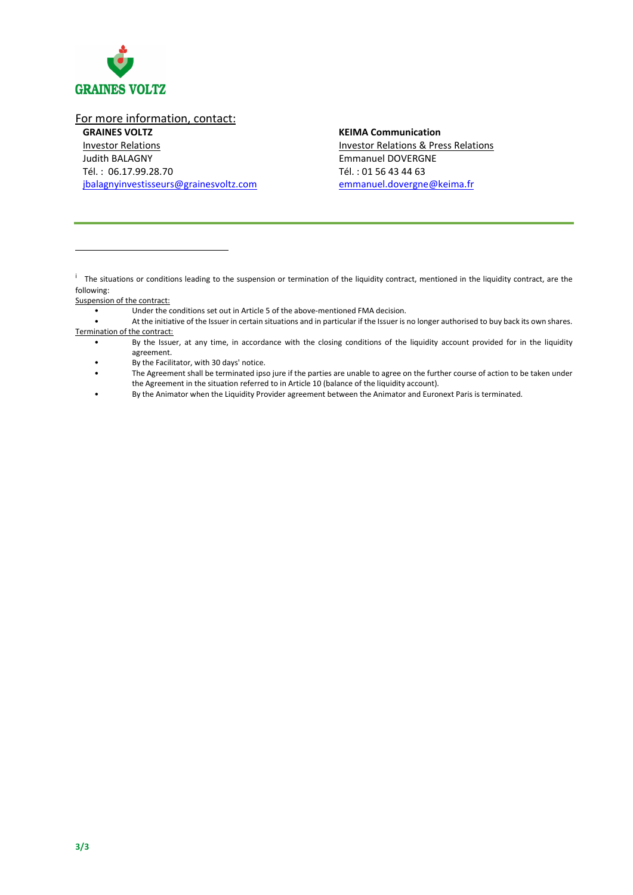GRAINES VOLTZ

For more information, contact:

**GRAINES VOLTZ**
Investor Relations
Judith BALAGNY
Tél. : 06.17.99.28.70
jbalagnyinvestisseurs@grainesvoltz.com

**KEIMA Communication**
Investor Relations & Press Relations
Emmanuel DOVERGNE
Tél. : 01 56 43 44 63
emmanuel.dovergne@keima.fr

---

[i] The situations or conditions leading to the suspension or termination of the liquidity contract, mentioned in the liquidity contract, are the following:

Suspension of the contract:

- Under the conditions set out in Article 5 of the above-mentioned FMA decision.
- At the initiative of the Issuer in certain situations and in particular if the Issuer is no longer authorised to buy back its own shares.

Termination of the contract:

- By the Issuer, at any time, in accordance with the closing conditions of the liquidity account provided for in the liquidity agreement.
- By the Facilitator, with 30 days' notice.
- The Agreement shall be terminated ipso jure if the parties are unable to agree on the further course of action to be taken under the Agreement in the situation referred to in Article 10 (balance of the liquidity account).
- By the Animator when the Liquidity Provider agreement between the Animator and Euronext Paris is terminated.